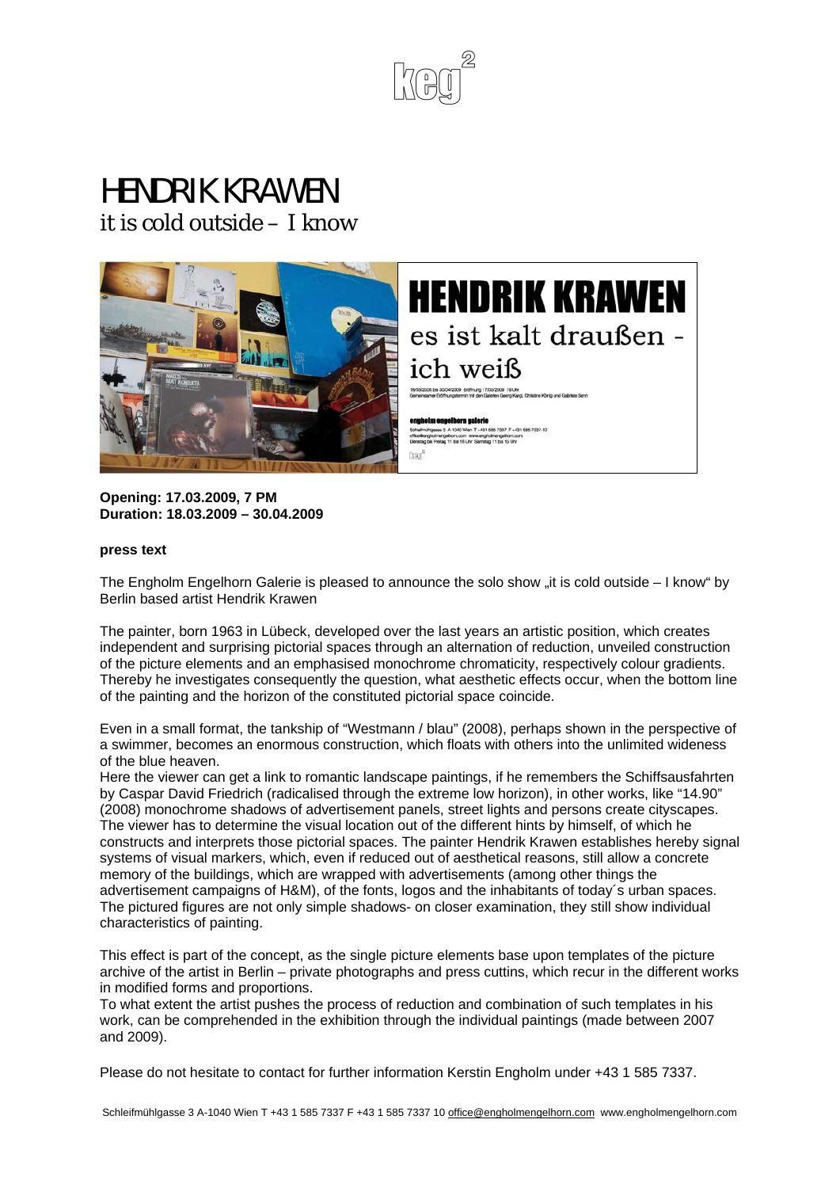# HENDRIK KRAWEN

it is cold outside – I know

**Opening: 17.03.2009, 7 PM**
**Duration: 18.03.2009 – 30.04.2009**

**press text**

The Engholm Engelhorn Galerie is pleased to announce the solo show „it is cold outside – I know" by Berlin based artist Hendrik Krawen

The painter, born 1963 in Lübeck, developed over the last years an artistic position, which creates independent and surprising pictorial spaces through an alternation of reduction, unveiled construction of the picture elements and an emphasised monochrome chromaticity, respectively colour gradients. Thereby he investigates consequently the question, what aesthetic effects occur, when the bottom line of the painting and the horizon of the constituted pictorial space coincide.

Even in a small format, the tankship of "Westmann / blau" (2008), perhaps shown in the perspective of a swimmer, becomes an enormous construction, which floats with others into the unlimited wideness of the blue heaven.
Here the viewer can get a link to romantic landscape paintings, if he remembers the Schiffsausfahrten by Caspar David Friedrich (radicalised through the extreme low horizon), in other works, like "14.90" (2008) monochrome shadows of advertisement panels, street lights and persons create cityscapes. The viewer has to determine the visual location out of the different hints by himself, of which he constructs and interprets those pictorial spaces. The painter Hendrik Krawen establishes hereby signal systems of visual markers, which, even if reduced out of aesthetical reasons, still allow a concrete memory of the buildings, which are wrapped with advertisements (among other things the advertisement campaigns of H&M), of the fonts, logos and the inhabitants of today´s urban spaces. The pictured figures are not only simple shadows- on closer examination, they still show individual characteristics of painting.

This effect is part of the concept, as the single picture elements base upon templates of the picture archive of the artist in Berlin – private photographs and press cuttins, which recur in the different works in modified forms and proportions.
To what extent the artist pushes the process of reduction and combination of such templates in his work, can be comprehended in the exhibition through the individual paintings (made between 2007 and 2009).

Please do not hesitate to contact for further information Kerstin Engholm under +43 1 585 7337.

Schleifmühlgasse 3 A-1040 Wien T +43 1 585 7337 F +43 1 585 7337 10 office@engholmengelhorn.com www.engholmengelhorn.com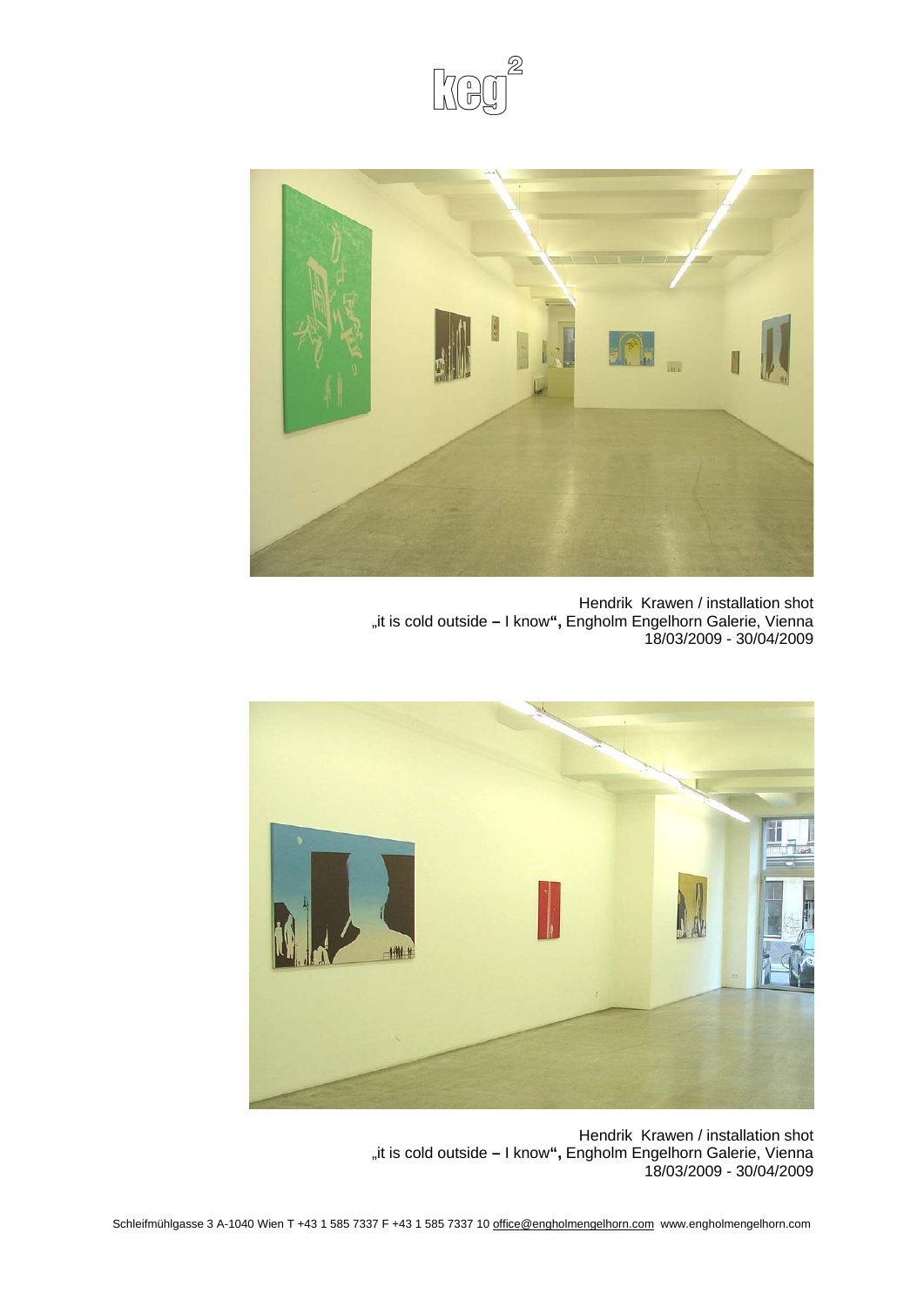Hendrik Krawen / installation shot
„it is cold outside – I know", Engholm Engelhorn Galerie, Vienna
18/03/2009 - 30/04/2009

Hendrik Krawen / installation shot
„it is cold outside – I know", Engholm Engelhorn Galerie, Vienna
18/03/2009 - 30/04/2009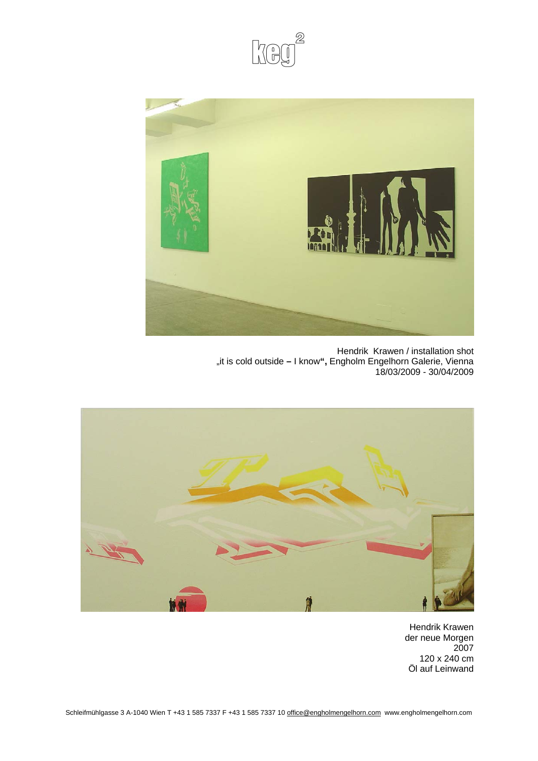Hendrik Krawen / installation shot
„it is cold outside – I know", Engholm Engelhorn Galerie, Vienna
18/03/2009 - 30/04/2009

Hendrik Krawen
der neue Morgen
2007
120 x 240 cm
Öl auf Leinwand

Schleifmühlgasse 3 A-1040 Wien T +43 1 585 7337 F +43 1 585 7337 10 office@engholmengelhorn.com www.engholmengelhorn.com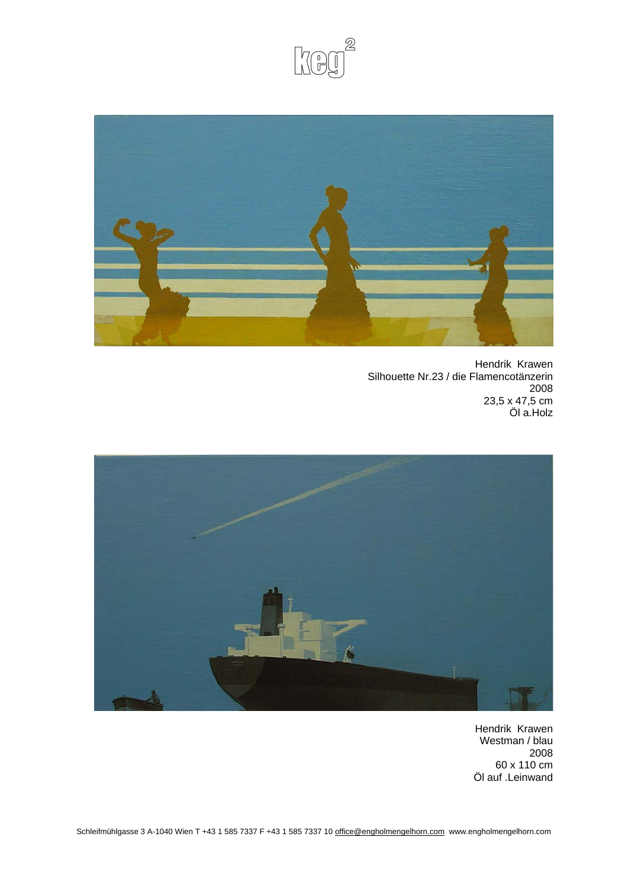Hendrik Krawen
Silhouette Nr.23 / die Flamencotänzerin
2008
23,5 x 47,5 cm
Öl a.Holz

Hendrik Krawen
Westman / blau
2008
60 x 110 cm
Öl auf .Leinwand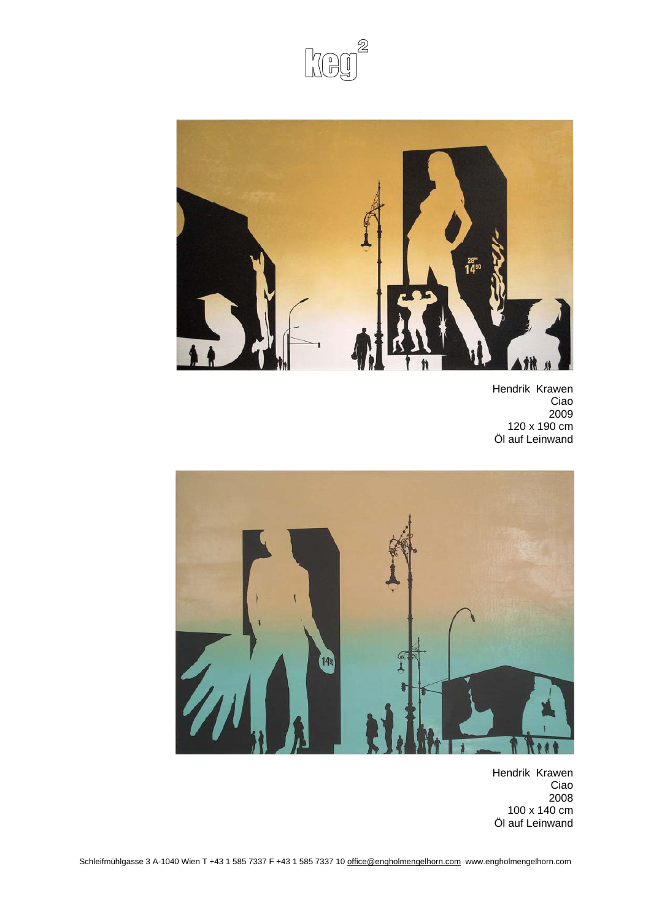keg²

Hendrik Krawen
Ciao
2009
120 x 190 cm
Öl auf Leinwand

Hendrik Krawen
Ciao
2008
100 x 140 cm
Öl auf Leinwand

Schleifmühlgasse 3 A-1040 Wien T +43 1 585 7337 F +43 1 585 7337 10 office@engholmengelhorn.com www.engholmengelhorn.com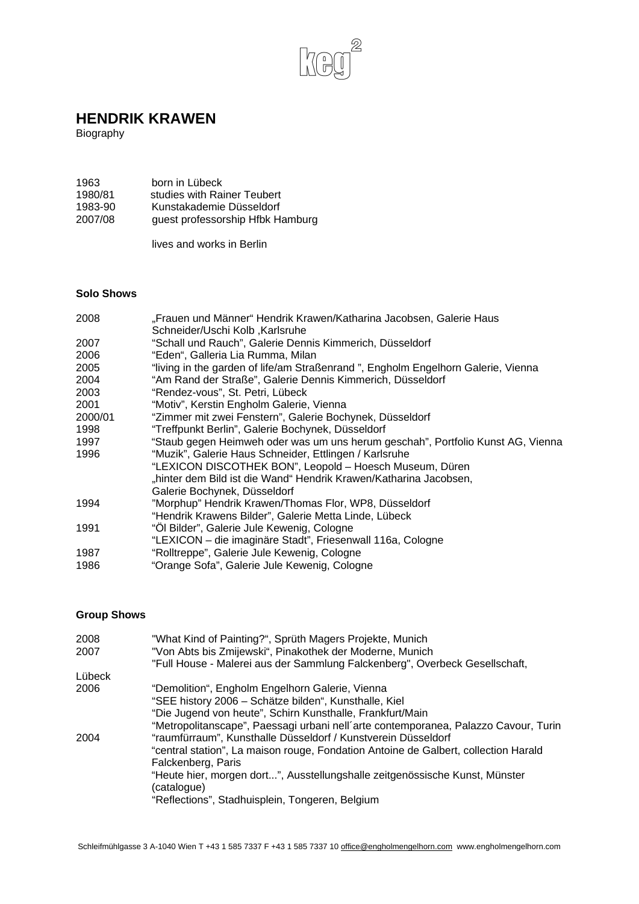# HENDRIK KRAWEN

Biography

| | |
|---|---|
| 1963 | born in Lübeck |
| 1980/81 | studies with Rainer Teubert |
| 1983-90 | Kunstakademie Düsseldorf |
| 2007/08 | guest professorship Hfbk Hamburg |
| | lives and works in Berlin |

### Solo Shows

| | |
|---|---|
| 2008 | „Frauen und Männer“ Hendrik Krawen/Katharina Jacobsen, Galerie Haus Schneider/Uschi Kolb ,Karlsruhe |
| 2007 | “Schall und Rauch”, Galerie Dennis Kimmerich, Düsseldorf |
| 2006 | “Eden“, Galleria Lia Rumma, Milan |
| 2005 | “living in the garden of life/am Straßenrand ”, Engholm Engelhorn Galerie, Vienna |
| 2004 | “Am Rand der Straße”, Galerie Dennis Kimmerich, Düsseldorf |
| 2003 | “Rendez-vous”, St. Petri, Lübeck |
| 2001 | “Motiv”, Kerstin Engholm Galerie, Vienna |
| 2000/01 | “Zimmer mit zwei Fenstern”, Galerie Bochynek, Düsseldorf |
| 1998 | “Treffpunkt Berlin”, Galerie Bochynek, Düsseldorf |
| 1997 | “Staub gegen Heimweh oder was um uns herum geschah”, Portfolio Kunst AG, Vienna |
| 1996 | “Muzik”, Galerie Haus Schneider, Ettlingen / Karlsruhe |
| | “LEXICON DISCOTHEK BON”, Leopold – Hoesch Museum, Düren |
| | „hinter dem Bild ist die Wand“ Hendrik Krawen/Katharina Jacobsen, Galerie Bochynek, Düsseldorf |
| 1994 | ”Morphup” Hendrik Krawen/Thomas Flor, WP8, Düsseldorf |
| | “Hendrik Krawens Bilder”, Galerie Metta Linde, Lübeck |
| 1991 | “Öl Bilder”, Galerie Jule Kewenig, Cologne |
| | “LEXICON – die imaginäre Stadt”, Friesenwall 116a, Cologne |
| 1987 | “Rolltreppe”, Galerie Jule Kewenig, Cologne |
| 1986 | “Orange Sofa”, Galerie Jule Kewenig, Cologne |

### Group Shows

| | |
|---|---|
| 2008 | "What Kind of Painting?“, Sprüth Magers Projekte, Munich |
| 2007 | "Von Abts bis Zmijewski“, Pinakothek der Moderne, Munich |
| | "Full House - Malerei aus der Sammlung Falckenberg", Overbeck Gesellschaft, Lübeck |
| 2006 | “Demolition“, Engholm Engelhorn Galerie, Vienna |
| | “SEE history 2006 – Schätze bilden“, Kunsthalle, Kiel |
| | “Die Jugend von heute”, Schirn Kunsthalle, Frankfurt/Main |
| | “Metropolitanscape”, Paessagi urbani nell´arte contemporanea, Palazzo Cavour, Turin |
| 2004 | “raumfürraum”, Kunsthalle Düsseldorf / Kunstverein Düsseldorf |
| | “central station”, La maison rouge, Fondation Antoine de Galbert, collection Harald Falckenberg, Paris |
| | “Heute hier, morgen dort...”, Ausstellungshalle zeitgenössische Kunst, Münster (catalogue) |
| | “Reflections”, Stadhuisplein, Tongeren, Belgium |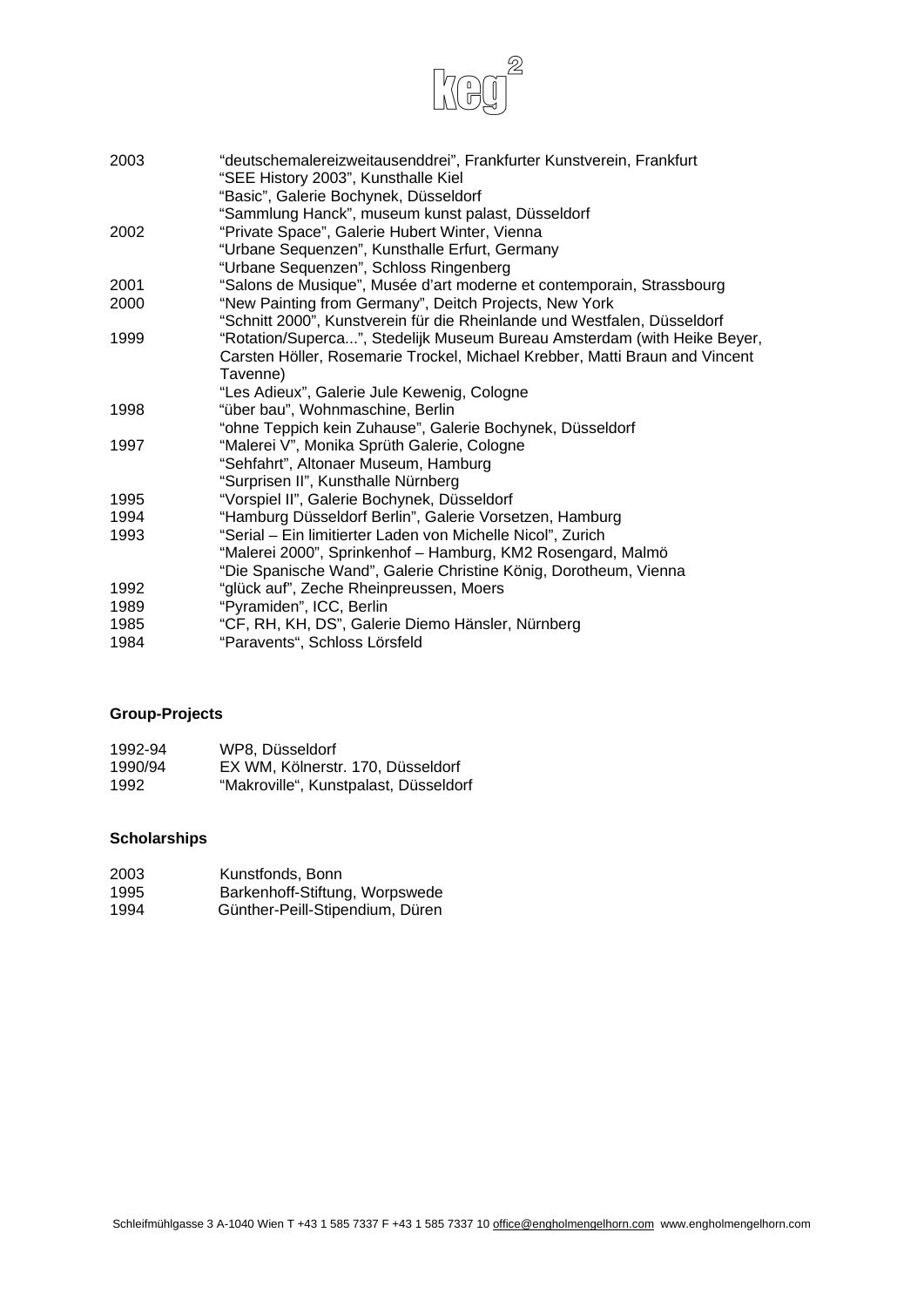| | |
|---|---|
| 2003 | "deutschemalereizweitausenddrei", Frankfurter Kunstverein, Frankfurt |
| | "SEE History 2003", Kunsthalle Kiel |
| | "Basic", Galerie Bochynek, Düsseldorf |
| | "Sammlung Hanck", museum kunst palast, Düsseldorf |
| 2002 | "Private Space", Galerie Hubert Winter, Vienna |
| | "Urbane Sequenzen", Kunsthalle Erfurt, Germany |
| | "Urbane Sequenzen", Schloss Ringenberg |
| 2001 | "Salons de Musique", Musée d'art moderne et contemporain, Strassbourg |
| 2000 | "New Painting from Germany", Deitch Projects, New York |
| | "Schnitt 2000", Kunstverein für die Rheinlande und Westfalen, Düsseldorf |
| 1999 | "Rotation/Superca...", Stedelijk Museum Bureau Amsterdam (with Heike Beyer, Carsten Höller, Rosemarie Trockel, Michael Krebber, Matti Braun and Vincent Tavenne) |
| | "Les Adieux", Galerie Jule Kewenig, Cologne |
| 1998 | "über bau", Wohnmaschine, Berlin |
| | "ohne Teppich kein Zuhause", Galerie Bochynek, Düsseldorf |
| 1997 | "Malerei V", Monika Sprüth Galerie, Cologne |
| | "Sehfahrt", Altonaer Museum, Hamburg |
| | "Surprisen II", Kunsthalle Nürnberg |
| 1995 | "Vorspiel II", Galerie Bochynek, Düsseldorf |
| 1994 | "Hamburg Düsseldorf Berlin", Galerie Vorsetzen, Hamburg |
| 1993 | "Serial – Ein limitierter Laden von Michelle Nicol", Zurich |
| | "Malerei 2000", Sprinkenhof – Hamburg, KM2 Rosengard, Malmö |
| | "Die Spanische Wand", Galerie Christine König, Dorotheum, Vienna |
| 1992 | "glück auf", Zeche Rheinpreussen, Moers |
| 1989 | "Pyramiden", ICC, Berlin |
| 1985 | "CF, RH, KH, DS", Galerie Diemo Hänsler, Nürnberg |
| 1984 | "Paravents", Schloss Lörsfeld |

**Group-Projects**

| | |
|---|---|
| 1992-94 | WP8, Düsseldorf |
| 1990/94 | EX WM, Kölnerstr. 170, Düsseldorf |
| 1992 | "Makroville", Kunstpalast, Düsseldorf |

**Scholarships**

| | |
|---|---|
| 2003 | Kunstfonds, Bonn |
| 1995 | Barkenhoff-Stiftung, Worpswede |
| 1994 | Günther-Peill-Stipendium, Düren |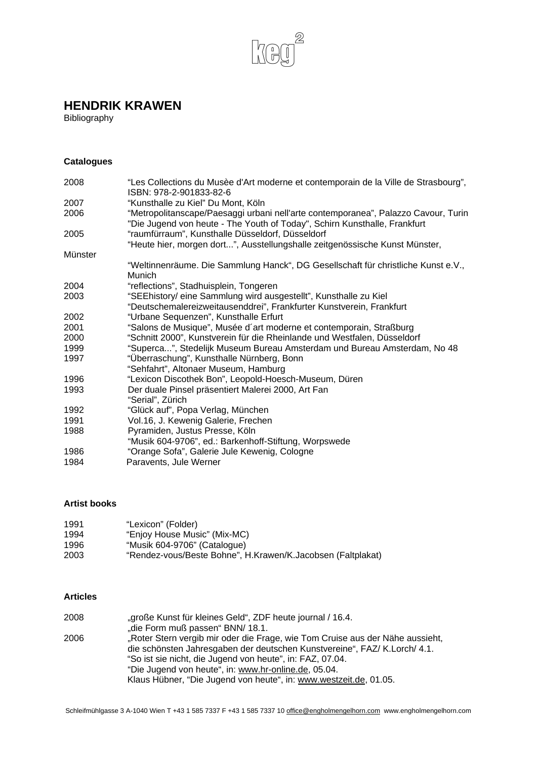## HENDRIK KRAWEN

Bibliography

### Catalogues

| | |
|---|---|
| 2008 | “Les Collections du Musèe d'Art moderne et contemporain de la Ville de Strasbourg”, ISBN: 978-2-901833-82-6 |
| 2007 | “Kunsthalle zu Kiel” Du Mont, Köln |
| 2006 | “Metropolitanscape/Paesaggi urbani nell'arte contemporanea”, Palazzo Cavour, Turin |
| | "Die Jugend von heute - The Youth of Today", Schirn Kunsthalle, Frankfurt |
| 2005 | “raumfürraum”, Kunsthalle Düsseldorf, Düsseldorf |
| | “Heute hier, morgen dort...”, Ausstellungshalle zeitgenössische Kunst Münster, Münster |
| | “Weltinnenräume. Die Sammlung Hanck“, DG Gesellschaft für christliche Kunst e.V., Munich |
| 2004 | “reflections”, Stadhuisplein, Tongeren |
| 2003 | “SEEhistory/ eine Sammlung wird ausgestellt”, Kunsthalle zu Kiel |
| | “Deutschemalereizweitausenddrei”, Frankfurter Kunstverein, Frankfurt |
| 2002 | “Urbane Sequenzen”, Kunsthalle Erfurt |
| 2001 | “Salons de Musique”, Musée d´art moderne et contemporain, Straßburg |
| 2000 | “Schnitt 2000”, Kunstverein für die Rheinlande und Westfalen, Düsseldorf |
| 1999 | “Superca...”, Stedelijk Museum Bureau Amsterdam und Bureau Amsterdam, No 48 |
| 1997 | “Überraschung”, Kunsthalle Nürnberg, Bonn |
| | “Sehfahrt”, Altonaer Museum, Hamburg |
| 1996 | “Lexicon Discothek Bon”, Leopold-Hoesch-Museum, Düren |
| 1993 | Der duale Pinsel präsentiert Malerei 2000, Art Fan |
| | “Serial”, Zürich |
| 1992 | “Glück auf”, Popa Verlag, München |
| 1991 | Vol.16, J. Kewenig Galerie, Frechen |
| 1988 | Pyramiden, Justus Presse, Köln |
| | “Musik 604-9706”, ed.: Barkenhoff-Stiftung, Worpswede |
| 1986 | “Orange Sofa”, Galerie Jule Kewenig, Cologne |
| 1984 | Paravents, Jule Werner |

### Artist books

| | |
|---|---|
| 1991 | “Lexicon” (Folder) |
| 1994 | “Enjoy House Music” (Mix-MC) |
| 1996 | “Musik 604-9706” (Catalogue) |
| 2003 | “Rendez-vous/Beste Bohne”, H.Krawen/K.Jacobsen (Faltplakat) |

### Articles

| | |
|---|---|
| 2008 | „große Kunst für kleines Geld“, ZDF heute journal / 16.4. |
| | „die Form muß passen“ BNN/ 18.1. |
| 2006 | „Roter Stern vergib mir oder die Frage, wie Tom Cruise aus der Nähe aussieht, die schönsten Jahresgaben der deutschen Kunstvereine“, FAZ/ K.Lorch/ 4.1. |
| | “So ist sie nicht, die Jugend von heute”, in: FAZ, 07.04. |
| | “Die Jugend von heute“, in: www.hr-online.de, 05.04. |
| | Klaus Hübner, “Die Jugend von heute“, in: www.westzeit.de, 01.05. |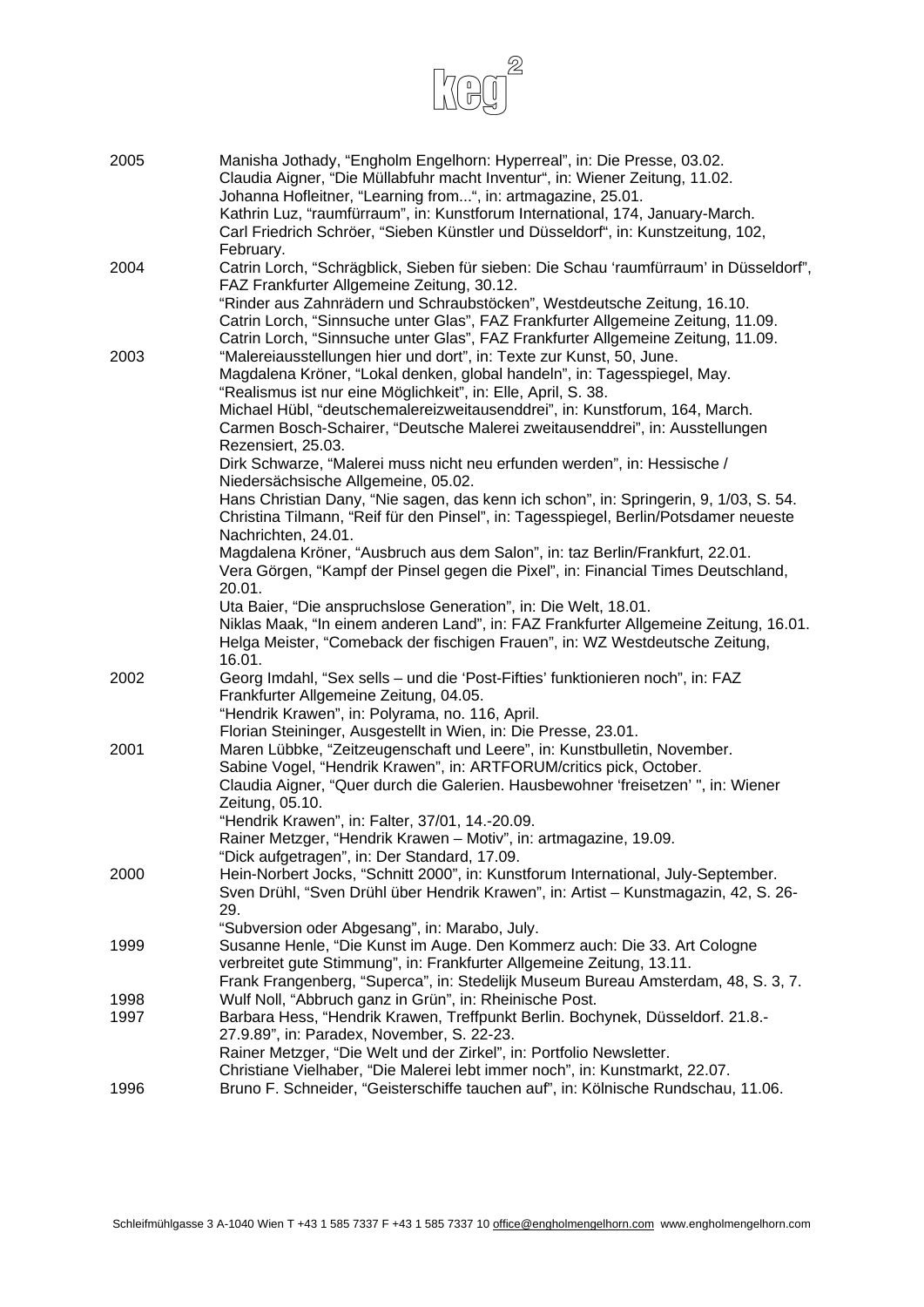| | |
|---|---|
| 2005 | Manisha Jothady, “Engholm Engelhorn: Hyperreal”, in: Die Presse, 03.02.<br>Claudia Aigner, “Die Müllabfuhr macht Inventur“, in: Wiener Zeitung, 11.02.<br>Johanna Hofleitner, “Learning from...“, in: artmagazine, 25.01.<br>Kathrin Luz, “raumfürraum”, in: Kunstforum International, 174, January-March.<br>Carl Friedrich Schröer, “Sieben Künstler und Düsseldorf“, in: Kunstzeitung, 102, February. |
| 2004 | Catrin Lorch, “Schrägblick, Sieben für sieben: Die Schau ‘raumfürraum’ in Düsseldorf”, FAZ Frankfurter Allgemeine Zeitung, 30.12.<br>“Rinder aus Zahnrädern und Schraubstöcken”, Westdeutsche Zeitung, 16.10.<br>Catrin Lorch, “Sinnsuche unter Glas”, FAZ Frankfurter Allgemeine Zeitung, 11.09.<br>Catrin Lorch, “Sinnsuche unter Glas”, FAZ Frankfurter Allgemeine Zeitung, 11.09. |
| 2003 | “Malereiausstellungen hier und dort”, in: Texte zur Kunst, 50, June.<br>Magdalena Kröner, “Lokal denken, global handeln”, in: Tagesspiegel, May.<br>“Realismus ist nur eine Möglichkeit”, in: Elle, April, S. 38.<br>Michael Hübl, “deutschemalereizweitausenddrei”, in: Kunstforum, 164, March.<br>Carmen Bosch-Schairer, “Deutsche Malerei zweitausenddrei”, in: Ausstellungen Rezensiert, 25.03.<br>Dirk Schwarze, “Malerei muss nicht neu erfunden werden”, in: Hessische / Niedersächsische Allgemeine, 05.02.<br>Hans Christian Dany, “Nie sagen, das kenn ich schon”, in: Springerin, 9, 1/03, S. 54.<br>Christina Tilmann, “Reif für den Pinsel”, in: Tagesspiegel, Berlin/Potsdamer neueste Nachrichten, 24.01.<br>Magdalena Kröner, “Ausbruch aus dem Salon”, in: taz Berlin/Frankfurt, 22.01.<br>Vera Görgen, “Kampf der Pinsel gegen die Pixel”, in: Financial Times Deutschland, 20.01.<br>Uta Baier, “Die anspruchslose Generation”, in: Die Welt, 18.01.<br>Niklas Maak, “In einem anderen Land”, in: FAZ Frankfurter Allgemeine Zeitung, 16.01.<br>Helga Meister, “Comeback der fischigen Frauen”, in: WZ Westdeutsche Zeitung, 16.01. |
| 2002 | Georg Imdahl, “Sex sells – und die ‘Post-Fifties’ funktionieren noch”, in: FAZ Frankfurter Allgemeine Zeitung, 04.05.<br>“Hendrik Krawen”, in: Polyrama, no. 116, April.<br>Florian Steininger, Ausgestellt in Wien, in: Die Presse, 23.01. |
| 2001 | Maren Lübbke, “Zeitzeugenschaft und Leere”, in: Kunstbulletin, November.<br>Sabine Vogel, “Hendrik Krawen”, in: ARTFORUM/critics pick, October.<br>Claudia Aigner, “Quer durch die Galerien. Hausbewohner ‘freisetzen’ ”, in: Wiener Zeitung, 05.10.<br>“Hendrik Krawen”, in: Falter, 37/01, 14.-20.09.<br>Rainer Metzger, “Hendrik Krawen – Motiv”, in: artmagazine, 19.09.<br>“Dick aufgetragen”, in: Der Standard, 17.09. |
| 2000 | Hein-Norbert Jocks, “Schnitt 2000”, in: Kunstforum International, July-September.<br>Sven Drühl, “Sven Drühl über Hendrik Krawen”, in: Artist – Kunstmagazin, 42, S. 26-29.<br>“Subversion oder Abgesang”, in: Marabo, July. |
| 1999 | Susanne Henle, “Die Kunst im Auge. Den Kommerz auch: Die 33. Art Cologne verbreitet gute Stimmung”, in: Frankfurter Allgemeine Zeitung, 13.11.<br>Frank Frangenberg, “Superca”, in: Stedelijk Museum Bureau Amsterdam, 48, S. 3, 7. |
| 1998 | Wulf Noll, “Abbruch ganz in Grün”, in: Rheinische Post. |
| 1997 | Barbara Hess, “Hendrik Krawen, Treffpunkt Berlin. Bochynek, Düsseldorf. 21.8.-27.9.89”, in: Paradex, November, S. 22-23.<br>Rainer Metzger, “Die Welt und der Zirkel”, in: Portfolio Newsletter.<br>Christiane Vielhaber, “Die Malerei lebt immer noch”, in: Kunstmarkt, 22.07. |
| 1996 | Bruno F. Schneider, “Geisterschiffe tauchen auf”, in: Kölnische Rundschau, 11.06. |